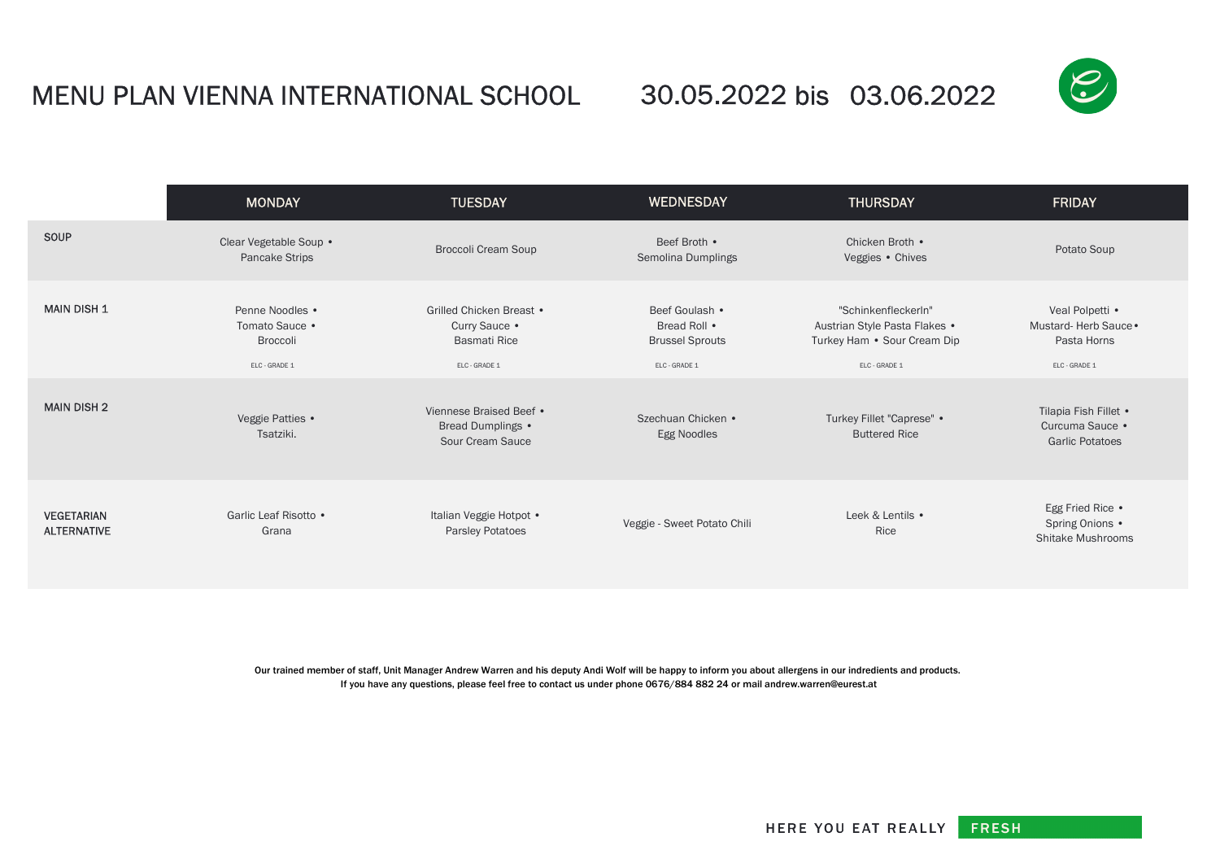# MENU PLAN VIENNA INTERNATIONAL SCHOOL 30.05.2022 bis 03.06.2022

| | MONDAY | TUESDAY | WEDNESDAY | THURSDAY | FRIDAY |
|---|---|---|---|---|---|
| SOUP | Clear Vegetable Soup • Pancake Strips | Broccoli Cream Soup | Beef Broth • Semolina Dumplings | Chicken Broth • Veggies • Chives | Potato Soup |
| MAIN DISH 1 | Penne Noodles • Tomato Sauce • Broccoli<br>ELC - GRADE 1 | Grilled Chicken Breast • Curry Sauce • Basmati Rice<br>ELC - GRADE 1 | Beef Goulash • Bread Roll • Brussel Sprouts<br>ELC - GRADE 1 | "Schinkenfleckerln" Austrian Style Pasta Flakes • Turkey Ham • Sour Cream Dip<br>ELC - GRADE 1 | Veal Polpetti • Mustard- Herb Sauce • Pasta Horns<br>ELC - GRADE 1 |
| MAIN DISH 2 | Veggie Patties • Tsatziki. | Viennese Braised Beef • Bread Dumplings • Sour Cream Sauce | Szechuan Chicken • Egg Noodles | Turkey Fillet "Caprese" • Buttered Rice | Tilapia Fish Fillet • Curcuma Sauce • Garlic Potatoes |
| VEGETARIAN ALTERNATIVE | Garlic Leaf Risotto • Grana | Italian Veggie Hotpot • Parsley Potatoes | Veggie - Sweet Potato Chili | Leek & Lentils • Rice | Egg Fried Rice • Spring Onions • Shitake Mushrooms |

**Our trained member of staff, Unit Manager Andrew Warren and his deputy Andi Wolf will be happy to inform you about allergens in our indredients and products.**
**If you have any questions, please feel free to contact us under phone 0676/884 882 24 or mail andrew.warren@eurest.at**

HERE YOU EAT REALLY FRESH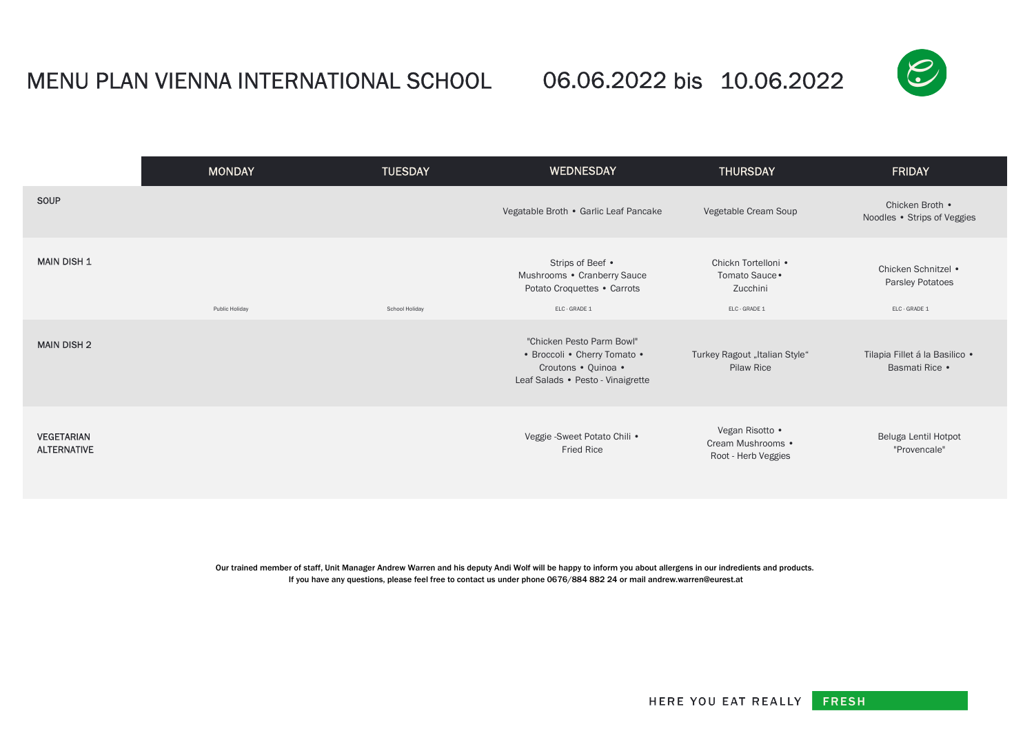# MENU PLAN VIENNA INTERNATIONAL SCHOOL 06.06.2022 bis 10.06.2022

| | MONDAY | TUESDAY | WEDNESDAY | THURSDAY | FRIDAY |
|---|---|---|---|---|---|
| SOUP | | | Vegatable Broth • Garlic Leaf Pancake | Vegetable Cream Soup | Chicken Broth • Noodles • Strips of Veggies |
| MAIN DISH 1 | Public Holiday | School Holiday | Strips of Beef • Mushrooms • Cranberry Sauce Potato Croquettes • Carrots<br>ELC - GRADE 1 | Chickn Tortelloni • Tomato Sauce• Zucchini<br>ELC - GRADE 1 | Chicken Schnitzel • Parsley Potatoes<br>ELC - GRADE 1 |
| MAIN DISH 2 | | | "Chicken Pesto Parm Bowl" • Broccoli • Cherry Tomato • Croutons • Quinoa • Leaf Salads • Pesto - Vinaigrette | Turkey Ragout „Italian Style" Pilaw Rice | Tilapia Fillet á la Basilico • Basmati Rice • |
| VEGETARIAN ALTERNATIVE | | | Veggie -Sweet Potato Chili • Fried Rice | Vegan Risotto • Cream Mushrooms • Root - Herb Veggies | Beluga Lentil Hotpot "Provencale" |

**Our trained member of staff, Unit Manager Andrew Warren and his deputy Andi Wolf will be happy to inform you about allergens in our indredients and products.**
**If you have any questions, please feel free to contact us under phone 0676/884 882 24 or mail andrew.warren@eurest.at**

HERE YOU EAT REALLY **FRESH**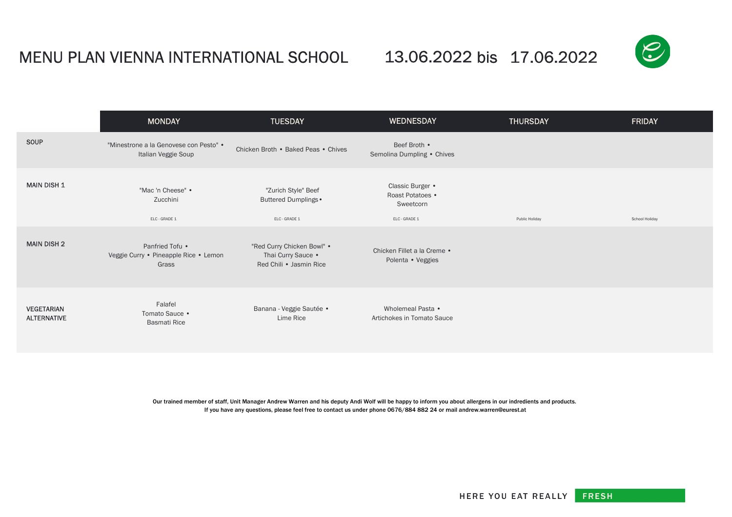# MENU PLAN VIENNA INTERNATIONAL SCHOOL 13.06.2022 bis 17.06.2022

| | MONDAY | TUESDAY | WEDNESDAY | THURSDAY | FRIDAY |
|---|---|---|---|---|---|
| SOUP | "Minestrone a la Genovese con Pesto" • Italian Veggie Soup | Chicken Broth • Baked Peas • Chives | Beef Broth • Semolina Dumpling • Chives | | |
| MAIN DISH 1 | "Mac 'n Cheese" • Zucchini<br>ELC - GRADE 1 | "Zurich Style" Beef Buttered Dumplings •<br>ELC - GRADE 1 | Classic Burger • Roast Potatoes • Sweetcorn<br>ELC - GRADE 1 | Public Holiday | School Holiday |
| MAIN DISH 2 | Panfried Tofu • Veggie Curry • Pineapple Rice • Lemon Grass | "Red Curry Chicken Bowl" • Thai Curry Sauce • Red Chili • Jasmin Rice | Chicken Fillet a la Creme • Polenta • Veggies | | |
| VEGETARIAN ALTERNATIVE | Falafel Tomato Sauce • Basmati Rice | Banana - Veggie Sautée • Lime Rice | Wholemeal Pasta • Artichokes in Tomato Sauce | | |

**Our trained member of staff, Unit Manager Andrew Warren and his deputy Andi Wolf will be happy to inform you about allergens in our indredients and products.**
**If you have any questions, please feel free to contact us under phone 0676/884 882 24 or mail andrew.warren@eurest.at**

HERE YOU EAT REALLY FRESH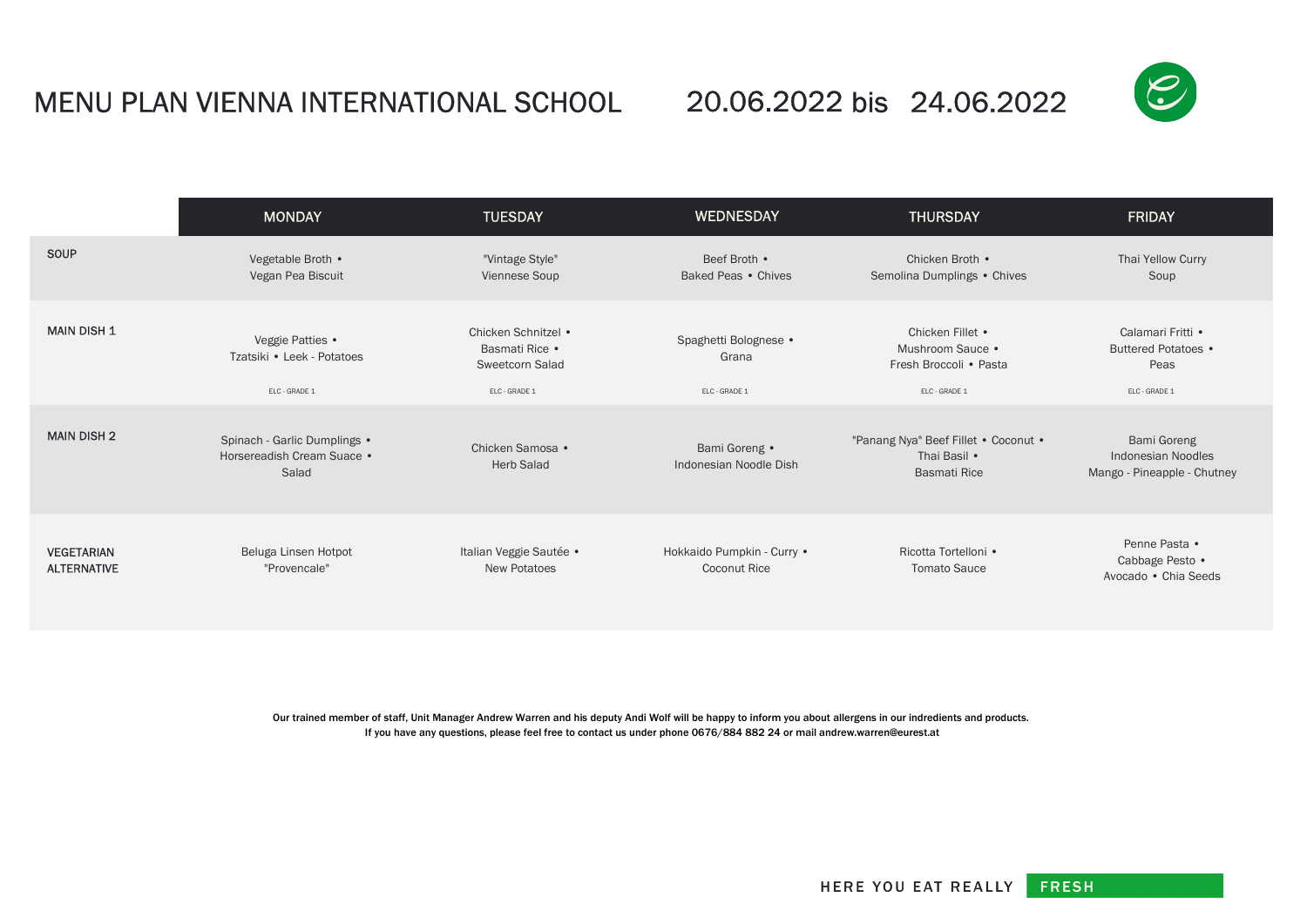# MENU PLAN VIENNA INTERNATIONAL SCHOOL 20.06.2022 bis 24.06.2022

| | MONDAY | TUESDAY | WEDNESDAY | THURSDAY | FRIDAY |
|---|---|---|---|---|---|
| SOUP | Vegetable Broth • Vegan Pea Biscuit | "Vintage Style" Viennese Soup | Beef Broth • Baked Peas • Chives | Chicken Broth • Semolina Dumplings • Chives | Thai Yellow Curry Soup |
| MAIN DISH 1 | Veggie Patties • Tzatsiki • Leek - Potatoes<br>ELC - GRADE 1 | Chicken Schnitzel • Basmati Rice • Sweetcorn Salad<br>ELC - GRADE 1 | Spaghetti Bolognese • Grana<br>ELC - GRADE 1 | Chicken Fillet • Mushroom Sauce • Fresh Broccoli • Pasta<br>ELC - GRADE 1 | Calamari Fritti • Buttered Potatoes • Peas<br>ELC - GRADE 1 |
| MAIN DISH 2 | Spinach - Garlic Dumplings • Horsereadish Cream Suace • Salad | Chicken Samosa • Herb Salad | Bami Goreng • Indonesian Noodle Dish | "Panang Nya" Beef Fillet • Coconut • Thai Basil • Basmati Rice | Bami Goreng Indonesian Noodles Mango - Pineapple - Chutney |
| VEGETARIAN ALTERNATIVE | Beluga Linsen Hotpot "Provencale" | Italian Veggie Sautée • New Potatoes | Hokkaido Pumpkin - Curry • Coconut Rice | Ricotta Tortelloni • Tomato Sauce | Penne Pasta • Cabbage Pesto • Avocado • Chia Seeds |

**Our trained member of staff, Unit Manager Andrew Warren and his deputy Andi Wolf will be happy to inform you about allergens in our indredients and products.**
**If you have any questions, please feel free to contact us under phone 0676/884 882 24 or mail andrew.warren@eurest.at**

HERE YOU EAT REALLY FRESH